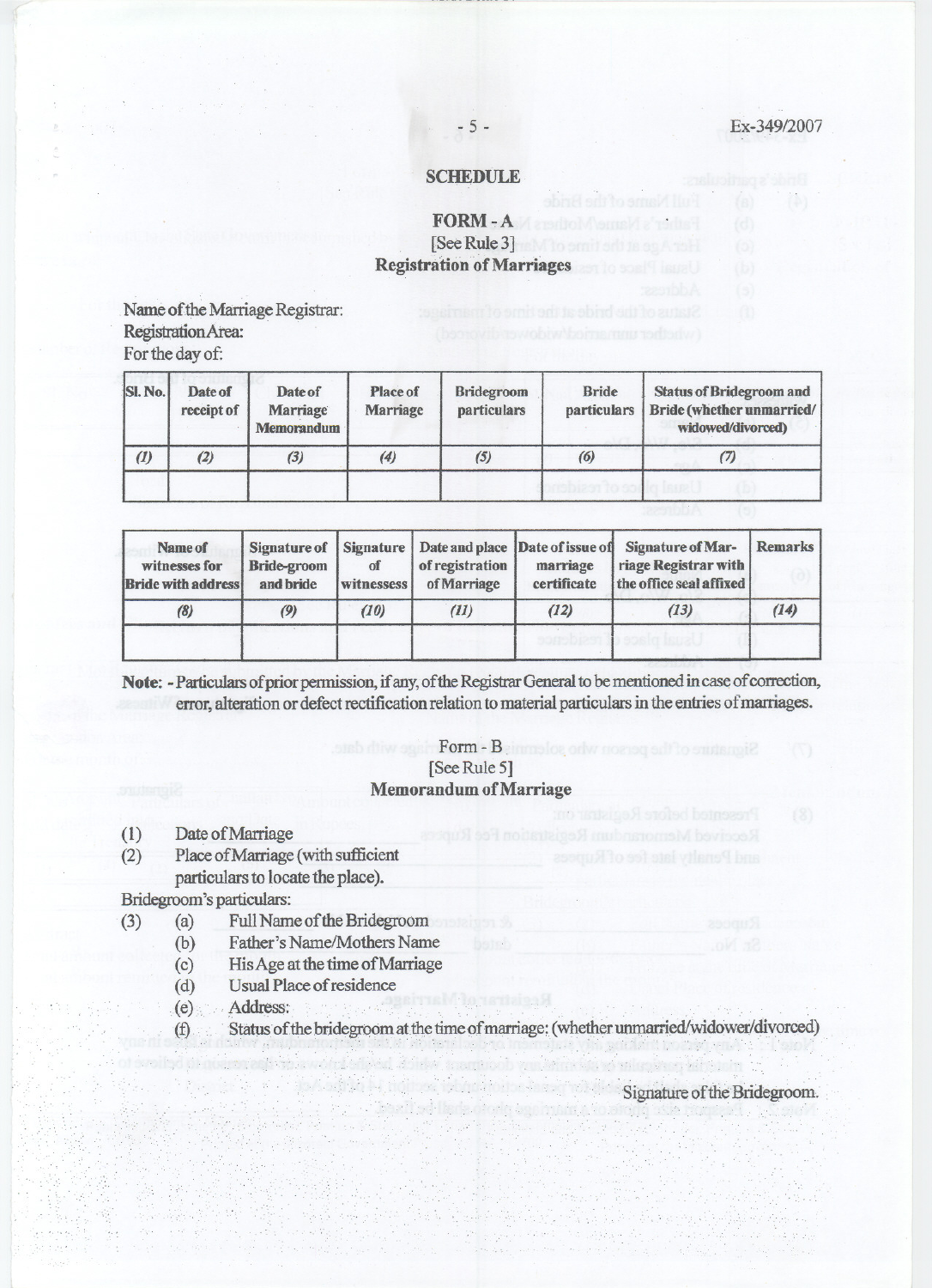# SCHEDULE

## FORM - A
[See Rule 3]
**Registration of Marriages**

Name of the Marriage Registrar:
Registration Area:
For the day of:

| Sl. No. | Date of receipt of | Date of Marriage Memorandum | Place of Marriage | Bridegroom particulars | Bride particulars | Status of Bridegroom and Bride (whether unmarried/ widowed/divorced) |
|---|---|---|---|---|---|---|
| *(1)* | *(2)* | *(3)* | *(4)* | *(5)* | *(6)* | *(7)* |
| | | | | | | |

| Name of witnesses for Bride with address | Signature of Bride-groom and bride | Signature of witnessess | Date and place of registration of Marriage | Date of issue of marriage certificate | Signature of Marriage Registrar with the office seal affixed | Remarks |
|---|---|---|---|---|---|---|
| *(8)* | *(9)* | *(10)* | *(11)* | *(12)* | *(13)* | *(14)* |
| | | | | | | |

**Note: - Particulars of prior permission, if any, of the Registrar General to be mentioned in case of correction, error, alteration or defect rectification relation to material particulars in the entries of marriages.**

## Form - B
[See Rule 5]
**Memorandum of Marriage**

(1) Date of Marriage

(2) Place of Marriage (with sufficient particulars to locate the place).

Bridegroom's particulars:

(3)
- (a) Full Name of the Bridegroom
- (b) Father's Name/Mothers Name
- (c) His Age at the time of Marriage
- (d) Usual Place of residence
- (e) Address:
- (f) Status of the bridegroom at the time of marriage: (whether unmarried/widower/divorced)

Signature of the Bridegroom.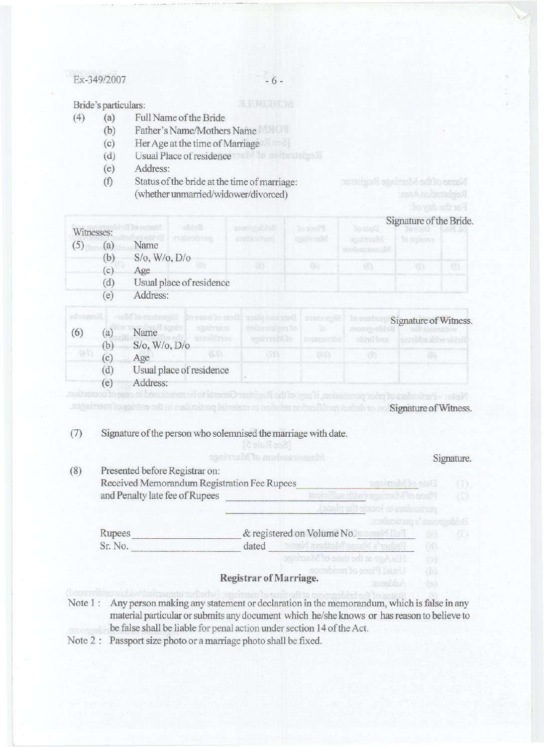Bride's particulars:

(4) (a) Full Name of the Bride

(b) Father's Name/Mothers Name

(c) Her Age at the time of Marriage

(d) Usual Place of residence

(e) Address:

(f) Status of the bride at the time of marriage: (whether unmarried/widower/divorced)

Signature of the Bride.

Witnesses:

(5) (a) Name

(b) S/o, W/o, D/o

(c) Age

(d) Usual place of residence

(e) Address:

Signature of Witness.

(6) (a) Name

(b) S/o, W/o, D/o

(c) Age

(d) Usual place of residence

(e) Address:

Signature of Witness.

(7) Signature of the person who solemnised the marriage with date.

Signature.

(8) Presented before Registrar on:

Received Memorandum Registration Fee Rupees \_\_\_\_\_\_\_\_\_\_\_\_\_\_\_\_

and Penalty late fee of Rupees \_\_\_\_\_\_\_\_\_\_\_\_\_\_\_\_

\_\_\_\_\_\_\_\_\_\_\_\_\_\_\_\_

Rupees \_\_\_\_\_\_\_\_\_\_\_\_\_\_\_\_ & registered on Volume No. \_\_\_\_\_\_\_\_

Sr. No. \_\_\_\_\_\_\_\_\_\_\_\_\_\_\_\_ dated \_\_\_\_\_\_\_\_

**Registrar of Marriage.**

Note 1 : Any person making any statement or declaration in the memorandum, which is false in any material particular or submits any document which he/she knows or has reason to believe to be false shall be liable for penal action under section 14 of the Act.

Note 2 : Passport size photo or a marriage photo shall be fixed.